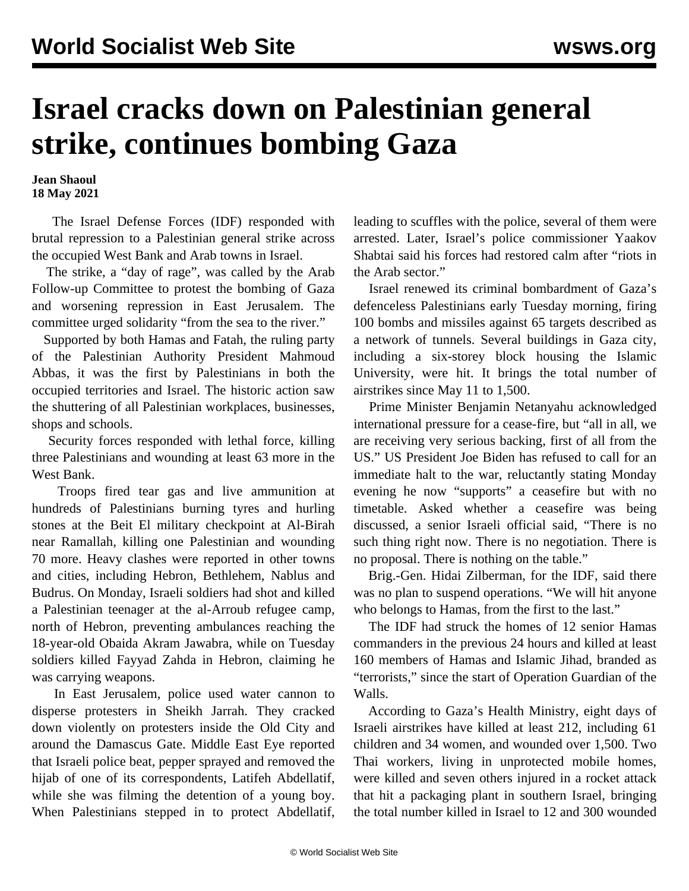# Israel cracks down on Palestinian general strike, continues bombing Gaza

**Jean Shaoul**
**18 May 2021**

The Israel Defense Forces (IDF) responded with brutal repression to a Palestinian general strike across the occupied West Bank and Arab towns in Israel.

The strike, a "day of rage", was called by the Arab Follow-up Committee to protest the bombing of Gaza and worsening repression in East Jerusalem. The committee urged solidarity "from the sea to the river."

Supported by both Hamas and Fatah, the ruling party of the Palestinian Authority President Mahmoud Abbas, it was the first by Palestinians in both the occupied territories and Israel. The historic action saw the shuttering of all Palestinian workplaces, businesses, shops and schools.

Security forces responded with lethal force, killing three Palestinians and wounding at least 63 more in the West Bank.

Troops fired tear gas and live ammunition at hundreds of Palestinians burning tyres and hurling stones at the Beit El military checkpoint at Al-Birah near Ramallah, killing one Palestinian and wounding 70 more. Heavy clashes were reported in other towns and cities, including Hebron, Bethlehem, Nablus and Budrus. On Monday, Israeli soldiers had shot and killed a Palestinian teenager at the al-Arroub refugee camp, north of Hebron, preventing ambulances reaching the 18-year-old Obaida Akram Jawabra, while on Tuesday soldiers killed Fayyad Zahda in Hebron, claiming he was carrying weapons.

In East Jerusalem, police used water cannon to disperse protesters in Sheikh Jarrah. They cracked down violently on protesters inside the Old City and around the Damascus Gate. Middle East Eye reported that Israeli police beat, pepper sprayed and removed the hijab of one of its correspondents, Latifeh Abdellatif, while she was filming the detention of a young boy. When Palestinians stepped in to protect Abdellatif, leading to scuffles with the police, several of them were arrested. Later, Israel's police commissioner Yaakov Shabtai said his forces had restored calm after "riots in the Arab sector."

Israel renewed its criminal bombardment of Gaza's defenceless Palestinians early Tuesday morning, firing 100 bombs and missiles against 65 targets described as a network of tunnels. Several buildings in Gaza city, including a six-storey block housing the Islamic University, were hit. It brings the total number of airstrikes since May 11 to 1,500.

Prime Minister Benjamin Netanyahu acknowledged international pressure for a cease-fire, but "all in all, we are receiving very serious backing, first of all from the US." US President Joe Biden has refused to call for an immediate halt to the war, reluctantly stating Monday evening he now "supports" a ceasefire but with no timetable. Asked whether a ceasefire was being discussed, a senior Israeli official said, "There is no such thing right now. There is no negotiation. There is no proposal. There is nothing on the table."

Brig.-Gen. Hidai Zilberman, for the IDF, said there was no plan to suspend operations. "We will hit anyone who belongs to Hamas, from the first to the last."

The IDF had struck the homes of 12 senior Hamas commanders in the previous 24 hours and killed at least 160 members of Hamas and Islamic Jihad, branded as "terrorists," since the start of Operation Guardian of the Walls.

According to Gaza's Health Ministry, eight days of Israeli airstrikes have killed at least 212, including 61 children and 34 women, and wounded over 1,500. Two Thai workers, living in unprotected mobile homes, were killed and seven others injured in a rocket attack that hit a packaging plant in southern Israel, bringing the total number killed in Israel to 12 and 300 wounded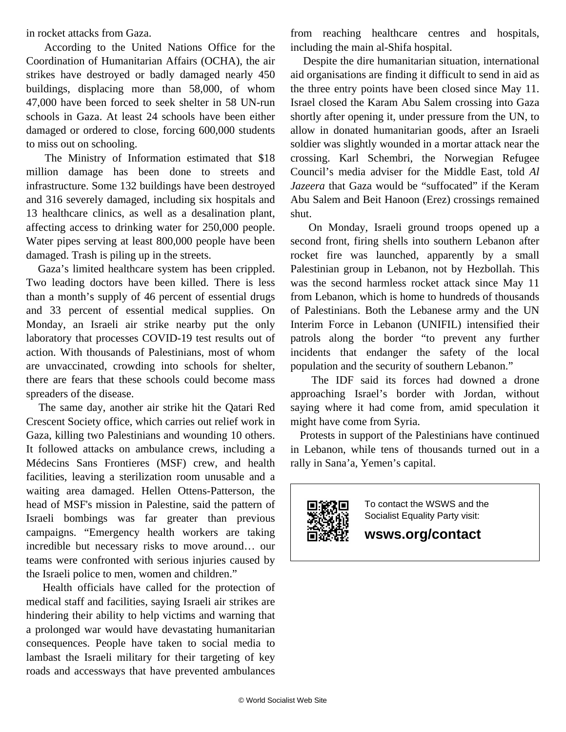in rocket attacks from Gaza.

According to the United Nations Office for the Coordination of Humanitarian Affairs (OCHA), the air strikes have destroyed or badly damaged nearly 450 buildings, displacing more than 58,000, of whom 47,000 have been forced to seek shelter in 58 UN-run schools in Gaza. At least 24 schools have been either damaged or ordered to close, forcing 600,000 students to miss out on schooling.

The Ministry of Information estimated that $18 million damage has been done to streets and infrastructure. Some 132 buildings have been destroyed and 316 severely damaged, including six hospitals and 13 healthcare clinics, as well as a desalination plant, affecting access to drinking water for 250,000 people. Water pipes serving at least 800,000 people have been damaged. Trash is piling up in the streets.

Gaza's limited healthcare system has been crippled. Two leading doctors have been killed. There is less than a month's supply of 46 percent of essential drugs and 33 percent of essential medical supplies. On Monday, an Israeli air strike nearby put the only laboratory that processes COVID-19 test results out of action. With thousands of Palestinians, most of whom are unvaccinated, crowding into schools for shelter, there are fears that these schools could become mass spreaders of the disease.

The same day, another air strike hit the Qatari Red Crescent Society office, which carries out relief work in Gaza, killing two Palestinians and wounding 10 others. It followed attacks on ambulance crews, including a Médecins Sans Frontieres (MSF) crew, and health facilities, leaving a sterilization room unusable and a waiting area damaged. Hellen Ottens-Patterson, the head of MSF's mission in Palestine, said the pattern of Israeli bombings was far greater than previous campaigns. "Emergency health workers are taking incredible but necessary risks to move around… our teams were confronted with serious injuries caused by the Israeli police to men, women and children."

Health officials have called for the protection of medical staff and facilities, saying Israeli air strikes are hindering their ability to help victims and warning that a prolonged war would have devastating humanitarian consequences. People have taken to social media to lambast the Israeli military for their targeting of key roads and accessways that have prevented ambulances from reaching healthcare centres and hospitals, including the main al-Shifa hospital.

Despite the dire humanitarian situation, international aid organisations are finding it difficult to send in aid as the three entry points have been closed since May 11. Israel closed the Karam Abu Salem crossing into Gaza shortly after opening it, under pressure from the UN, to allow in donated humanitarian goods, after an Israeli soldier was slightly wounded in a mortar attack near the crossing. Karl Schembri, the Norwegian Refugee Council's media adviser for the Middle East, told *Al Jazeera* that Gaza would be "suffocated" if the Keram Abu Salem and Beit Hanoon (Erez) crossings remained shut.

On Monday, Israeli ground troops opened up a second front, firing shells into southern Lebanon after rocket fire was launched, apparently by a small Palestinian group in Lebanon, not by Hezbollah. This was the second harmless rocket attack since May 11 from Lebanon, which is home to hundreds of thousands of Palestinians. Both the Lebanese army and the UN Interim Force in Lebanon (UNIFIL) intensified their patrols along the border "to prevent any further incidents that endanger the safety of the local population and the security of southern Lebanon."

The IDF said its forces had downed a drone approaching Israel's border with Jordan, without saying where it had come from, amid speculation it might have come from Syria.

Protests in support of the Palestinians have continued in Lebanon, while tens of thousands turned out in a rally in Sana'a, Yemen's capital.

To contact the WSWS and the Socialist Equality Party visit:

**wsws.org/contact**